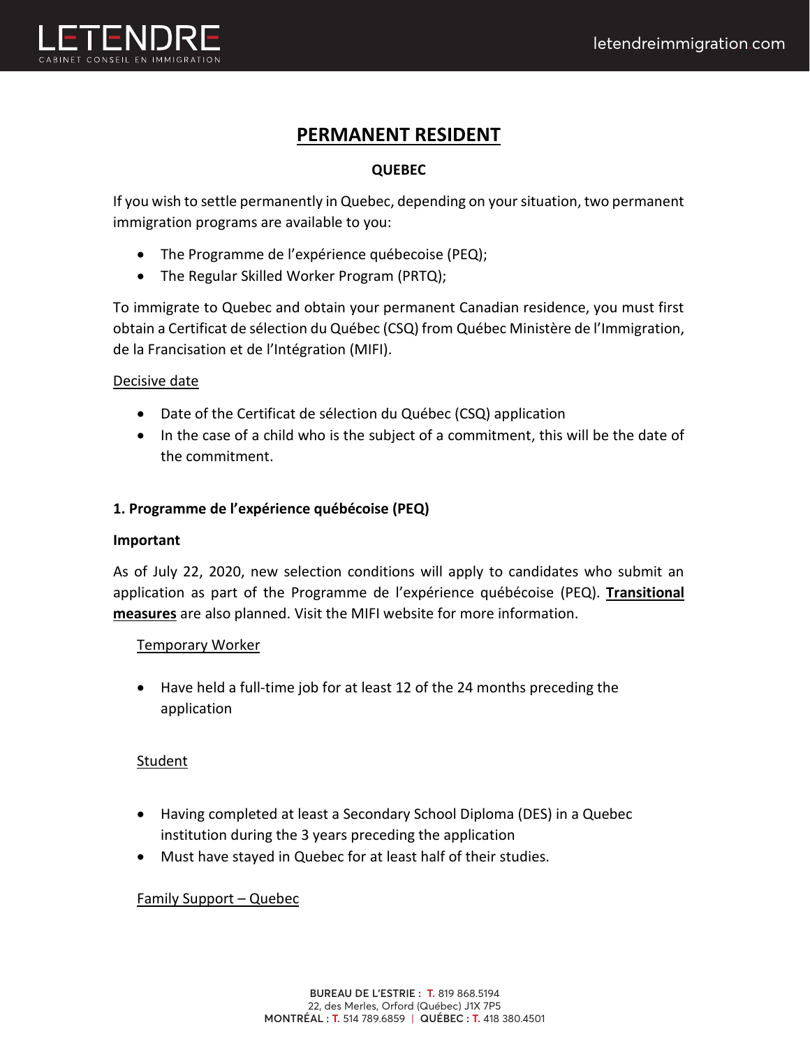# PERMANENT RESIDENT

**QUEBEC**

If you wish to settle permanently in Quebec, depending on your situation, two permanent immigration programs are available to you:

- The Programme de l'expérience québecoise (PEQ);
- The Regular Skilled Worker Program (PRTQ);

To immigrate to Quebec and obtain your permanent Canadian residence, you must first obtain a Certificat de sélection du Québec (CSQ) from Québec Ministère de l'Immigration, de la Francisation et de l'Intégration (MIFI).

Decisive date

- Date of the Certificat de sélection du Québec (CSQ) application
- In the case of a child who is the subject of a commitment, this will be the date of the commitment.

## 1. Programme de l'expérience québécoise (PEQ)

**Important**

As of July 22, 2020, new selection conditions will apply to candidates who submit an application as part of the Programme de l'expérience québécoise (PEQ). **Transitional measures** are also planned. Visit the MIFI website for more information.

Temporary Worker

- Have held a full-time job for at least 12 of the 24 months preceding the application

Student

- Having completed at least a Secondary School Diploma (DES) in a Quebec institution during the 3 years preceding the application
- Must have stayed in Quebec for at least half of their studies.

Family Support – Quebec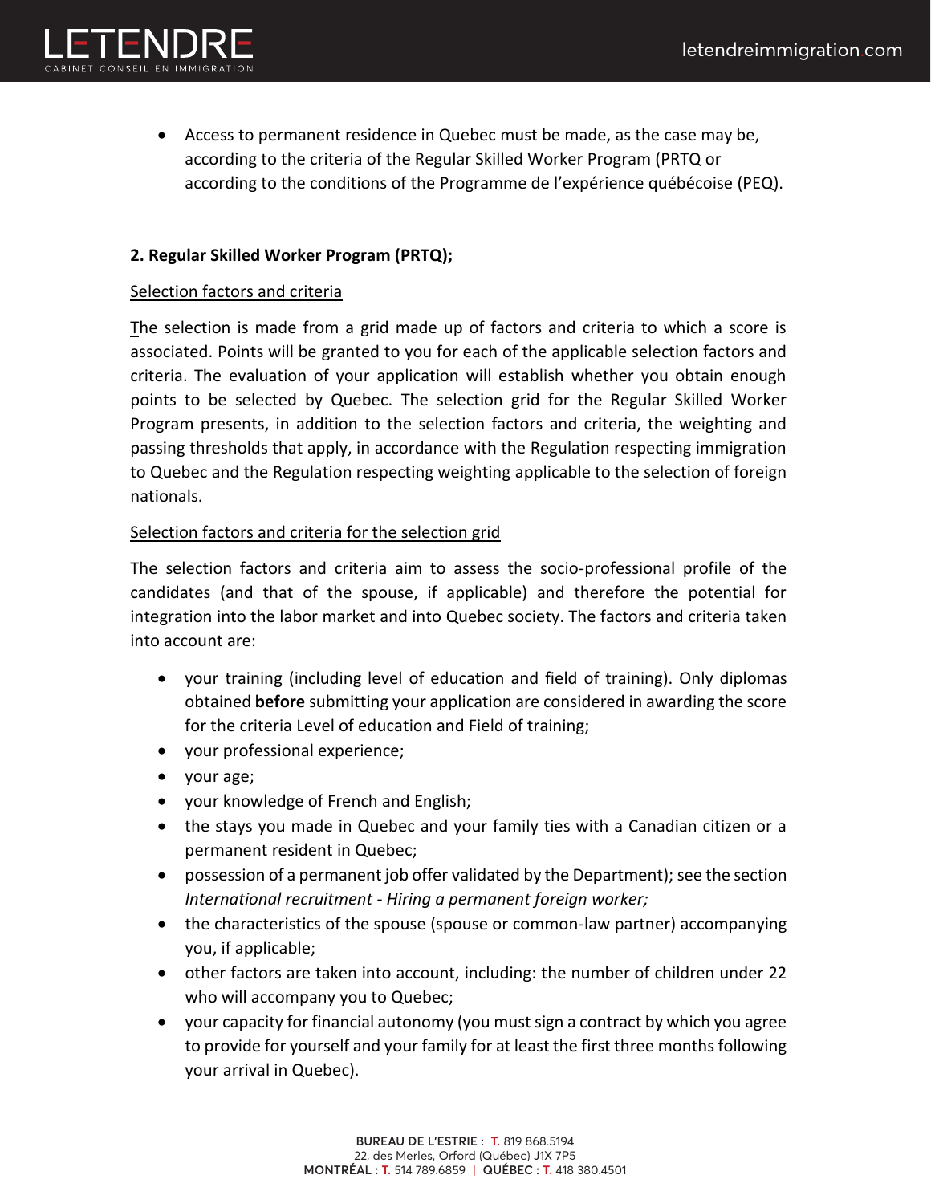- Access to permanent residence in Quebec must be made, as the case may be, according to the criteria of the Regular Skilled Worker Program (PRTQ or according to the conditions of the Programme de l'expérience québécoise (PEQ).

**2. Regular Skilled Worker Program (PRTQ);**

Selection factors and criteria

The selection is made from a grid made up of factors and criteria to which a score is associated. Points will be granted to you for each of the applicable selection factors and criteria. The evaluation of your application will establish whether you obtain enough points to be selected by Quebec. The selection grid for the Regular Skilled Worker Program presents, in addition to the selection factors and criteria, the weighting and passing thresholds that apply, in accordance with the Regulation respecting immigration to Quebec and the Regulation respecting weighting applicable to the selection of foreign nationals.

Selection factors and criteria for the selection grid

The selection factors and criteria aim to assess the socio-professional profile of the candidates (and that of the spouse, if applicable) and therefore the potential for integration into the labor market and into Quebec society. The factors and criteria taken into account are:

- your training (including level of education and field of training). Only diplomas obtained **before** submitting your application are considered in awarding the score for the criteria Level of education and Field of training;
- your professional experience;
- your age;
- your knowledge of French and English;
- the stays you made in Quebec and your family ties with a Canadian citizen or a permanent resident in Quebec;
- possession of a permanent job offer validated by the Department); see the section *International recruitment - Hiring a permanent foreign worker;*
- the characteristics of the spouse (spouse or common-law partner) accompanying you, if applicable;
- other factors are taken into account, including: the number of children under 22 who will accompany you to Quebec;
- your capacity for financial autonomy (you must sign a contract by which you agree to provide for yourself and your family for at least the first three months following your arrival in Quebec).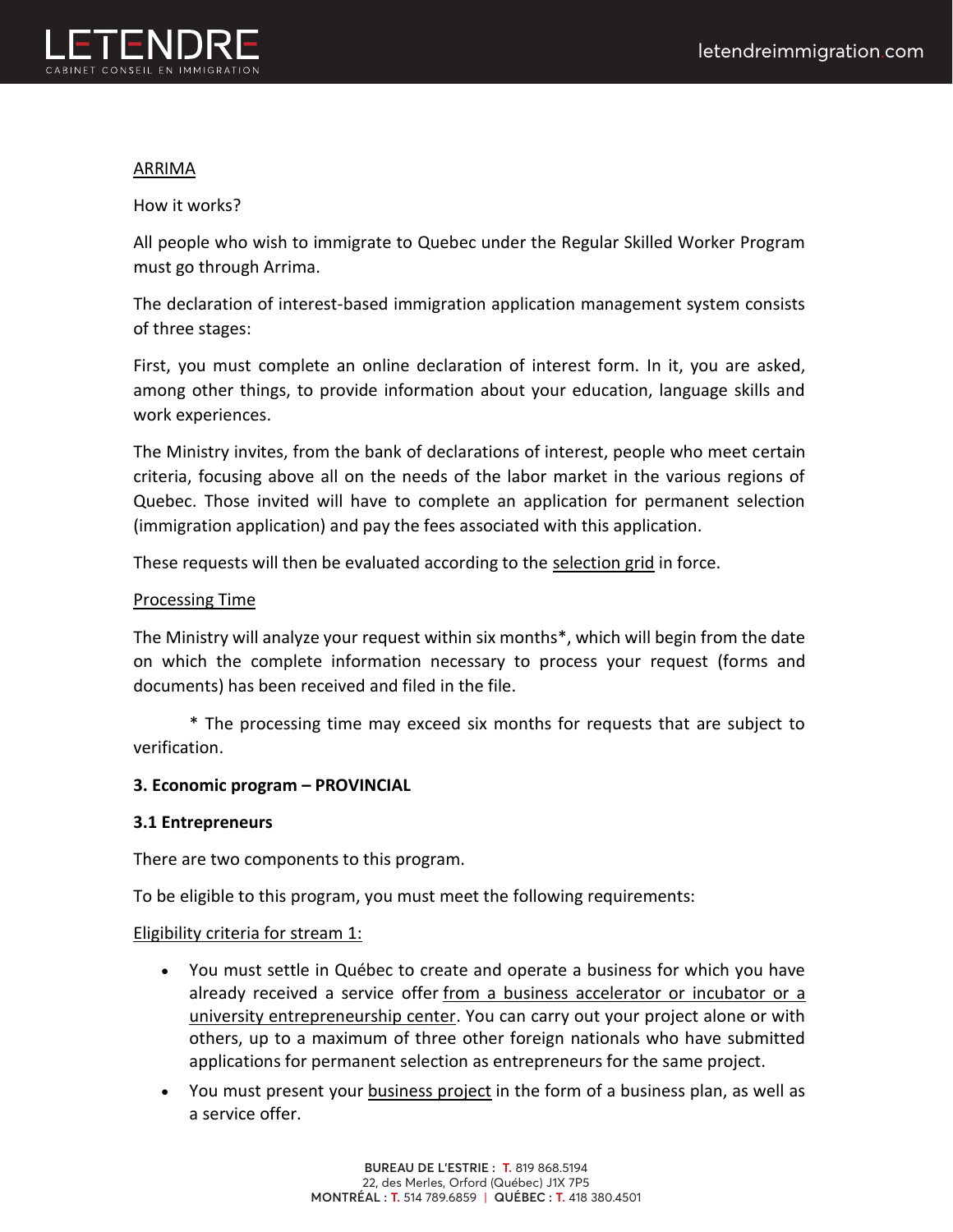ARRIMA

How it works?

All people who wish to immigrate to Quebec under the Regular Skilled Worker Program must go through Arrima.

The declaration of interest-based immigration application management system consists of three stages:

First, you must complete an online declaration of interest form. In it, you are asked, among other things, to provide information about your education, language skills and work experiences.

The Ministry invites, from the bank of declarations of interest, people who meet certain criteria, focusing above all on the needs of the labor market in the various regions of Quebec. Those invited will have to complete an application for permanent selection (immigration application) and pay the fees associated with this application.

These requests will then be evaluated according to the selection grid in force.

Processing Time

The Ministry will analyze your request within six months*, which will begin from the date on which the complete information necessary to process your request (forms and documents) has been received and filed in the file.

\* The processing time may exceed six months for requests that are subject to verification.

**3. Economic program – PROVINCIAL**

**3.1 Entrepreneurs**

There are two components to this program.

To be eligible to this program, you must meet the following requirements:

Eligibility criteria for stream 1:

- You must settle in Québec to create and operate a business for which you have already received a service offer from a business accelerator or incubator or a university entrepreneurship center. You can carry out your project alone or with others, up to a maximum of three other foreign nationals who have submitted applications for permanent selection as entrepreneurs for the same project.
- You must present your business project in the form of a business plan, as well as a service offer.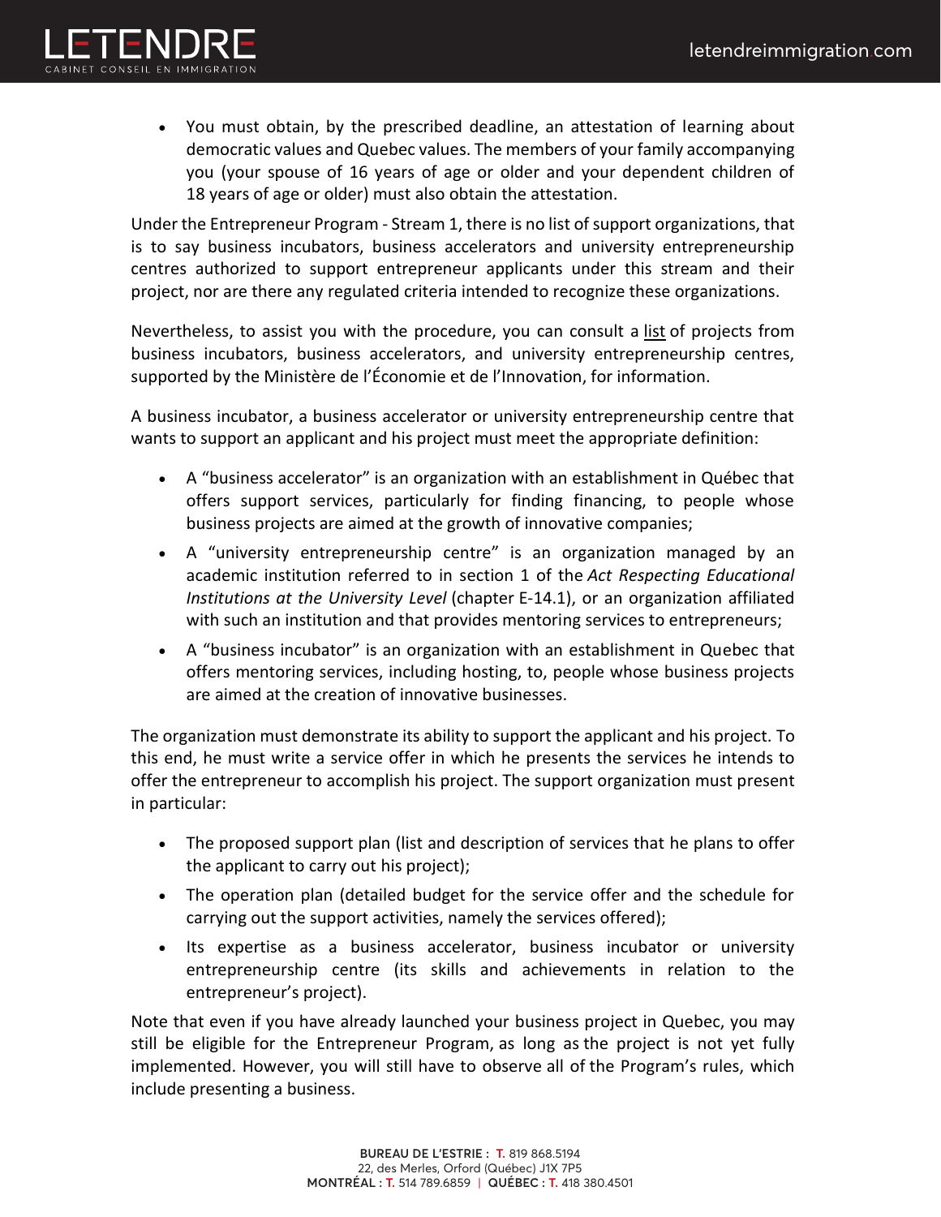- You must obtain, by the prescribed deadline, an attestation of learning about democratic values and Quebec values. The members of your family accompanying you (your spouse of 16 years of age or older and your dependent children of 18 years of age or older) must also obtain the attestation.

Under the Entrepreneur Program - Stream 1, there is no list of support organizations, that is to say business incubators, business accelerators and university entrepreneurship centres authorized to support entrepreneur applicants under this stream and their project, nor are there any regulated criteria intended to recognize these organizations.

Nevertheless, to assist you with the procedure, you can consult a list of projects from business incubators, business accelerators, and university entrepreneurship centres, supported by the Ministère de l'Économie et de l'Innovation, for information.

A business incubator, a business accelerator or university entrepreneurship centre that wants to support an applicant and his project must meet the appropriate definition:

- A "business accelerator" is an organization with an establishment in Québec that offers support services, particularly for finding financing, to people whose business projects are aimed at the growth of innovative companies;
- A "university entrepreneurship centre" is an organization managed by an academic institution referred to in section 1 of the *Act Respecting Educational Institutions at the University Level* (chapter E-14.1), or an organization affiliated with such an institution and that provides mentoring services to entrepreneurs;
- A "business incubator" is an organization with an establishment in Quebec that offers mentoring services, including hosting, to, people whose business projects are aimed at the creation of innovative businesses.

The organization must demonstrate its ability to support the applicant and his project. To this end, he must write a service offer in which he presents the services he intends to offer the entrepreneur to accomplish his project. The support organization must present in particular:

- The proposed support plan (list and description of services that he plans to offer the applicant to carry out his project);
- The operation plan (detailed budget for the service offer and the schedule for carrying out the support activities, namely the services offered);
- Its expertise as a business accelerator, business incubator or university entrepreneurship centre (its skills and achievements in relation to the entrepreneur's project).

Note that even if you have already launched your business project in Quebec, you may still be eligible for the Entrepreneur Program, as long as the project is not yet fully implemented. However, you will still have to observe all of the Program's rules, which include presenting a business.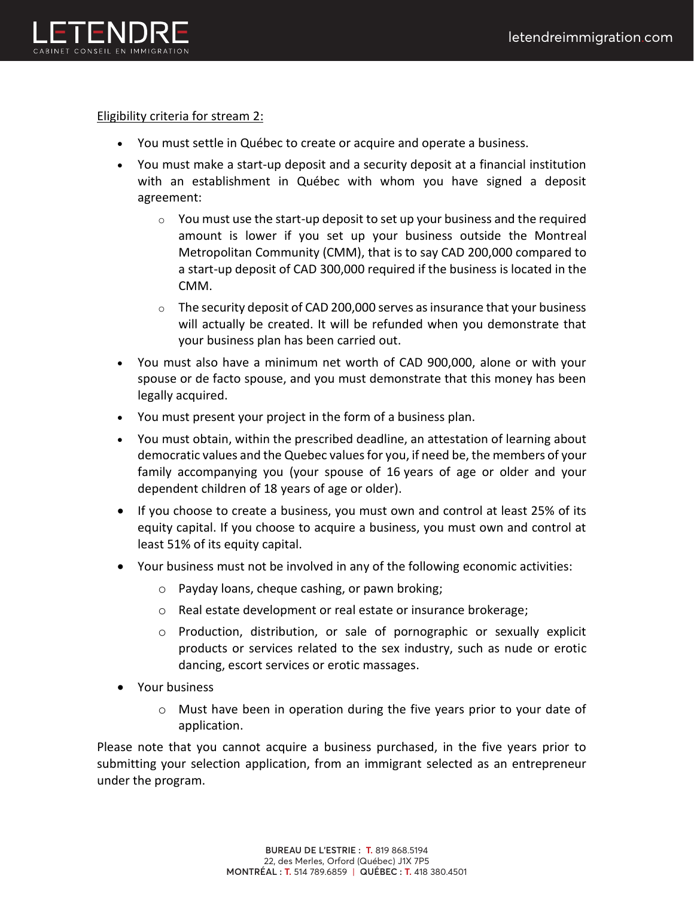Eligibility criteria for stream 2:

- You must settle in Québec to create or acquire and operate a business.
- You must make a start-up deposit and a security deposit at a financial institution with an establishment in Québec with whom you have signed a deposit agreement:
  - You must use the start-up deposit to set up your business and the required amount is lower if you set up your business outside the Montreal Metropolitan Community (CMM), that is to say CAD 200,000 compared to a start-up deposit of CAD 300,000 required if the business is located in the CMM.
  - The security deposit of CAD 200,000 serves as insurance that your business will actually be created. It will be refunded when you demonstrate that your business plan has been carried out.
- You must also have a minimum net worth of CAD 900,000, alone or with your spouse or de facto spouse, and you must demonstrate that this money has been legally acquired.
- You must present your project in the form of a business plan.
- You must obtain, within the prescribed deadline, an attestation of learning about democratic values and the Quebec values for you, if need be, the members of your family accompanying you (your spouse of 16 years of age or older and your dependent children of 18 years of age or older).
- If you choose to create a business, you must own and control at least 25% of its equity capital. If you choose to acquire a business, you must own and control at least 51% of its equity capital.
- Your business must not be involved in any of the following economic activities:
  - Payday loans, cheque cashing, or pawn broking;
  - Real estate development or real estate or insurance brokerage;
  - Production, distribution, or sale of pornographic or sexually explicit products or services related to the sex industry, such as nude or erotic dancing, escort services or erotic massages.
- Your business
  - Must have been in operation during the five years prior to your date of application.

Please note that you cannot acquire a business purchased, in the five years prior to submitting your selection application, from an immigrant selected as an entrepreneur under the program.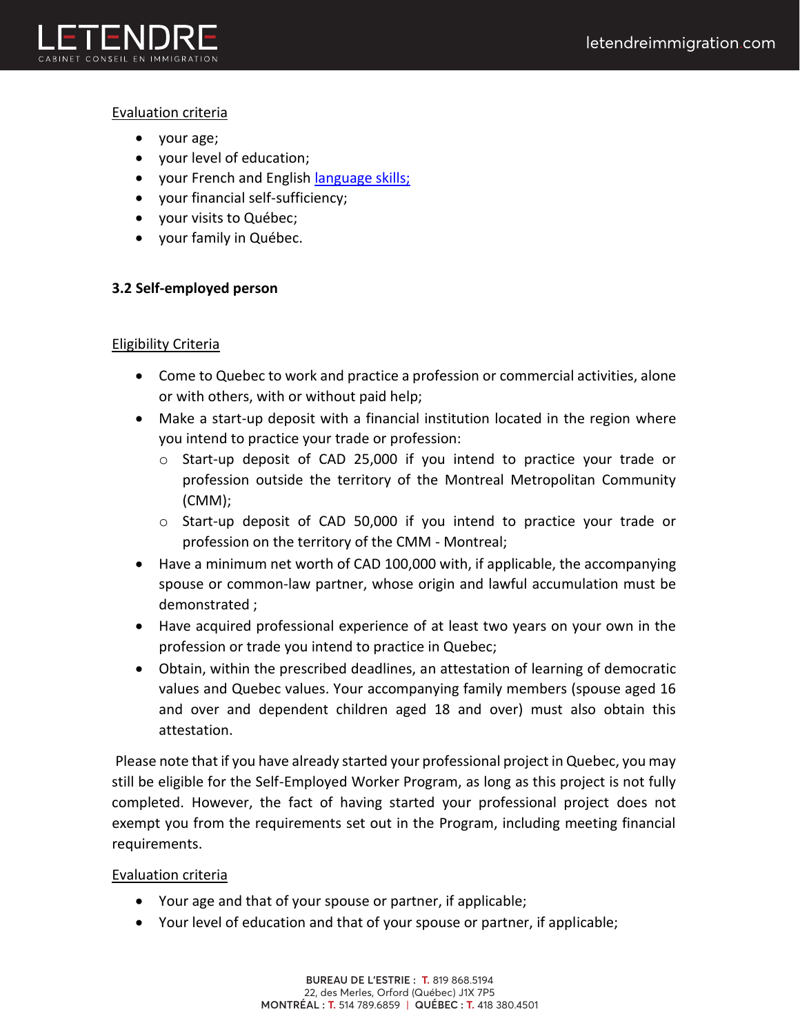Evaluation criteria

- your age;
- your level of education;
- your French and English [language skills;](#)
- your financial self-sufficiency;
- your visits to Québec;
- your family in Québec.

**3.2 Self-employed person**

Eligibility Criteria

- Come to Quebec to work and practice a profession or commercial activities, alone or with others, with or without paid help;
- Make a start-up deposit with a financial institution located in the region where you intend to practice your trade or profession:
  - Start-up deposit of CAD 25,000 if you intend to practice your trade or profession outside the territory of the Montreal Metropolitan Community (CMM);
  - Start-up deposit of CAD 50,000 if you intend to practice your trade or profession on the territory of the CMM - Montreal;
- Have a minimum net worth of CAD 100,000 with, if applicable, the accompanying spouse or common-law partner, whose origin and lawful accumulation must be demonstrated ;
- Have acquired professional experience of at least two years on your own in the profession or trade you intend to practice in Quebec;
- Obtain, within the prescribed deadlines, an attestation of learning of democratic values and Quebec values. Your accompanying family members (spouse aged 16 and over and dependent children aged 18 and over) must also obtain this attestation.

Please note that if you have already started your professional project in Quebec, you may still be eligible for the Self-Employed Worker Program, as long as this project is not fully completed. However, the fact of having started your professional project does not exempt you from the requirements set out in the Program, including meeting financial requirements.

Evaluation criteria

- Your age and that of your spouse or partner, if applicable;
- Your level of education and that of your spouse or partner, if applicable;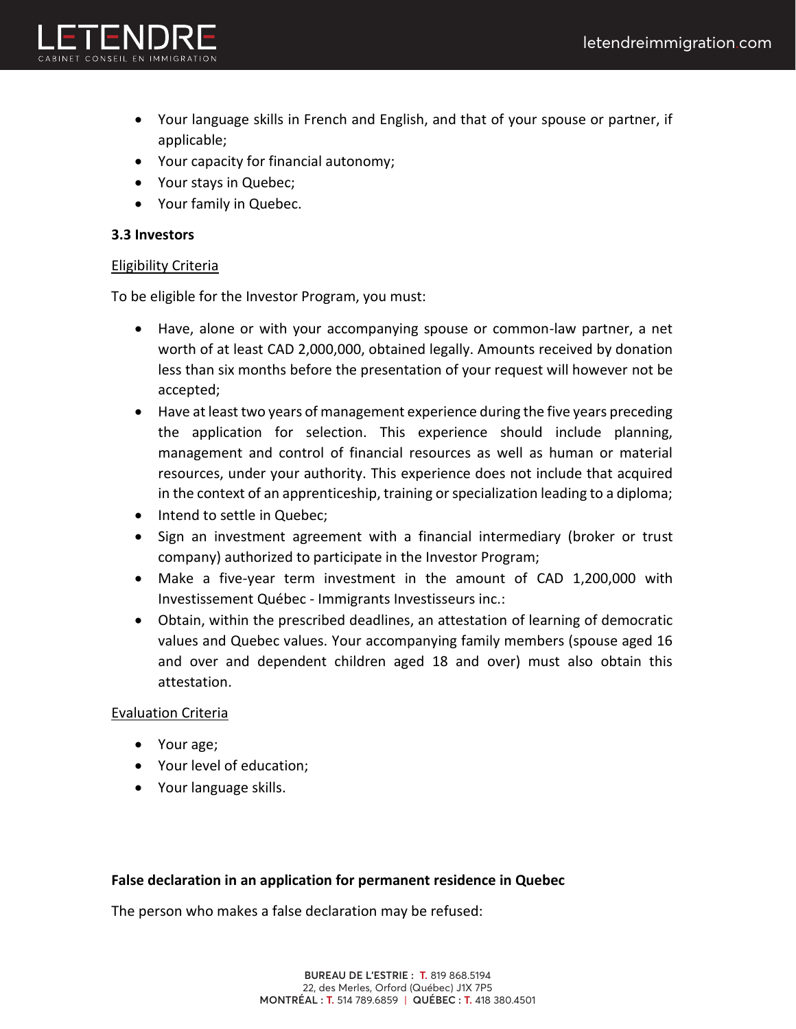- Your language skills in French and English, and that of your spouse or partner, if applicable;
- Your capacity for financial autonomy;
- Your stays in Quebec;
- Your family in Quebec.

### 3.3 Investors

Eligibility Criteria

To be eligible for the Investor Program, you must:

- Have, alone or with your accompanying spouse or common-law partner, a net worth of at least CAD 2,000,000, obtained legally. Amounts received by donation less than six months before the presentation of your request will however not be accepted;
- Have at least two years of management experience during the five years preceding the application for selection. This experience should include planning, management and control of financial resources as well as human or material resources, under your authority. This experience does not include that acquired in the context of an apprenticeship, training or specialization leading to a diploma;
- Intend to settle in Quebec;
- Sign an investment agreement with a financial intermediary (broker or trust company) authorized to participate in the Investor Program;
- Make a five-year term investment in the amount of CAD 1,200,000 with Investissement Québec - Immigrants Investisseurs inc.:
- Obtain, within the prescribed deadlines, an attestation of learning of democratic values and Quebec values. Your accompanying family members (spouse aged 16 and over and dependent children aged 18 and over) must also obtain this attestation.

Evaluation Criteria

- Your age;
- Your level of education;
- Your language skills.

**False declaration in an application for permanent residence in Quebec**

The person who makes a false declaration may be refused: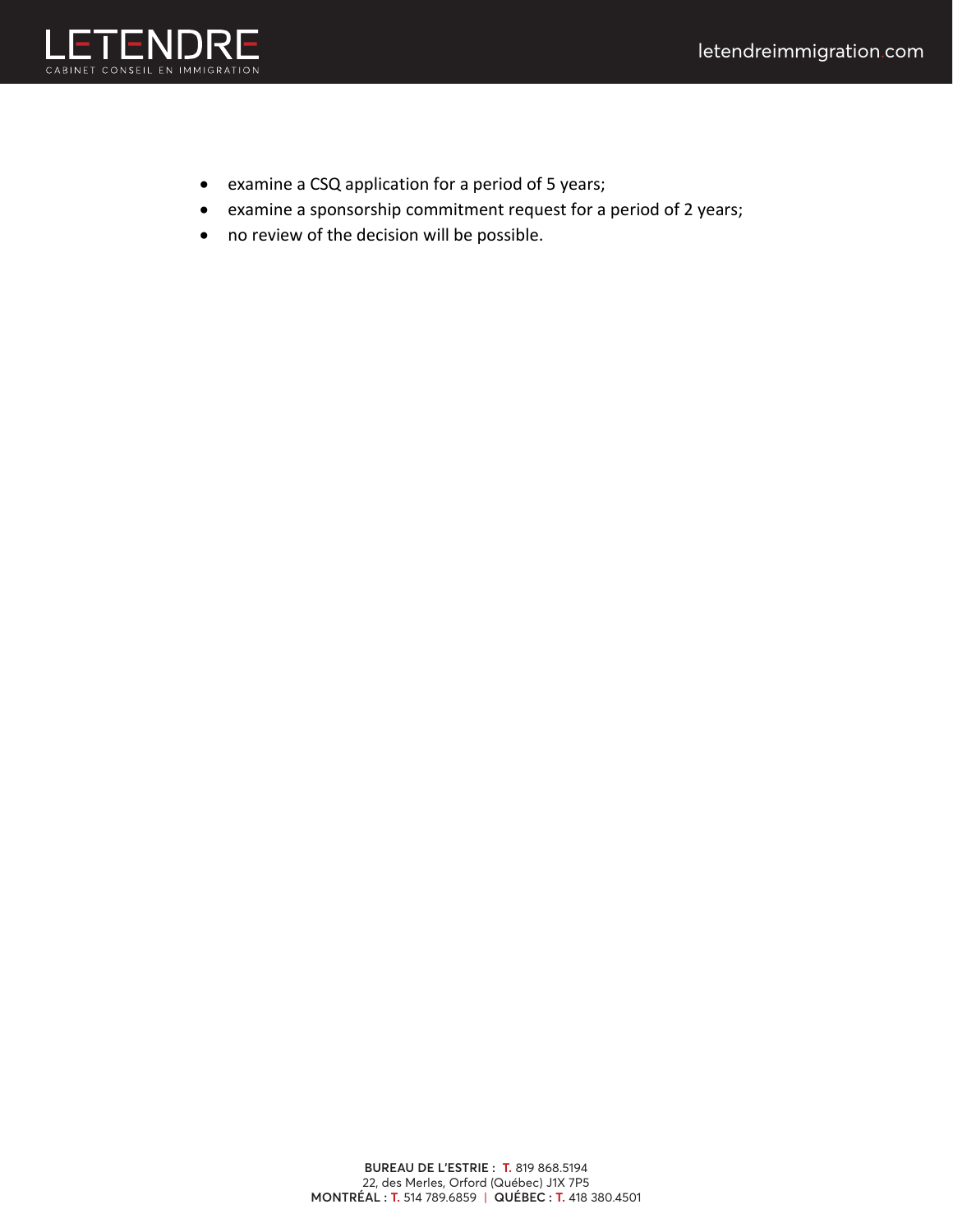- examine a CSQ application for a period of 5 years;
- examine a sponsorship commitment request for a period of 2 years;
- no review of the decision will be possible.